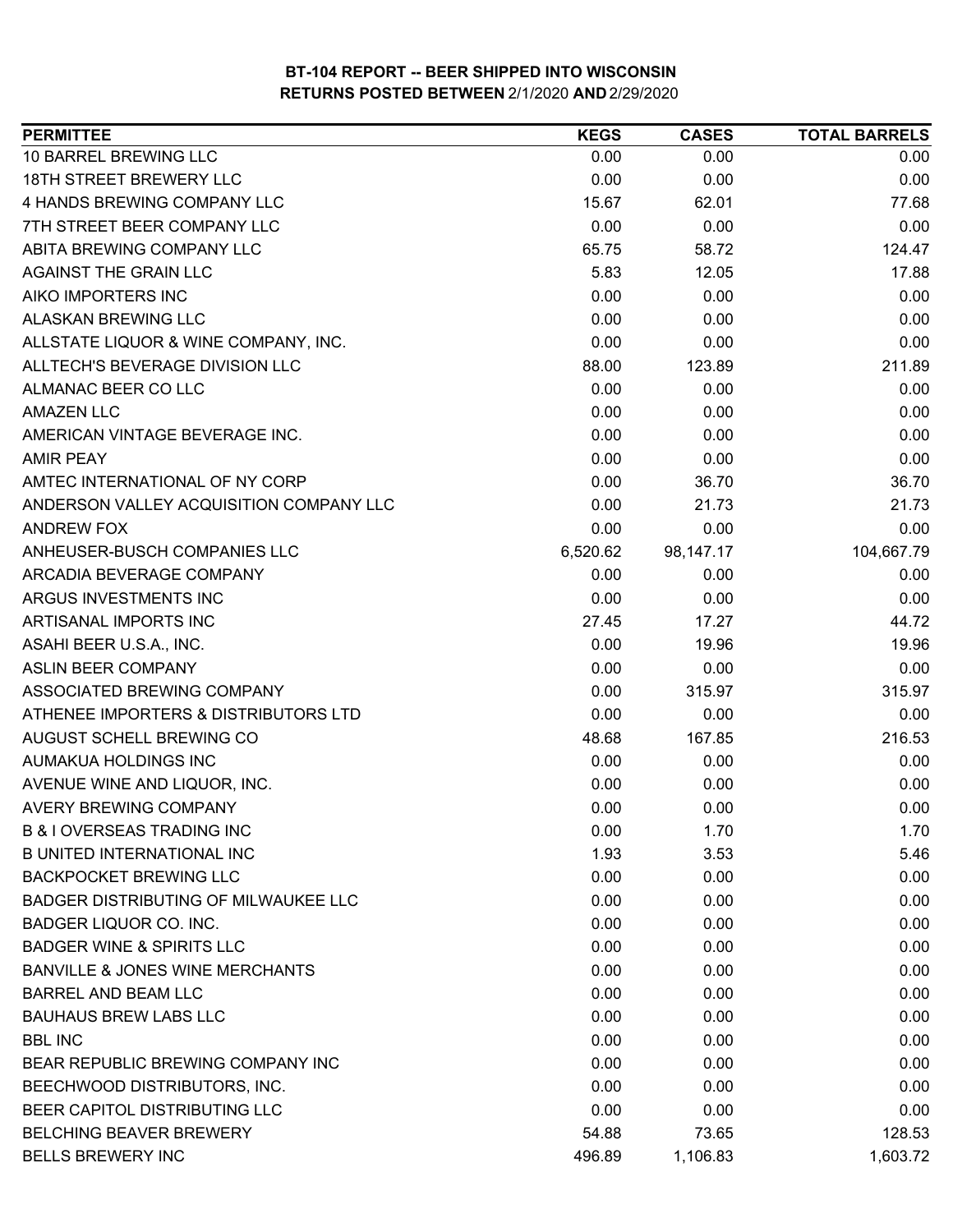**BT-104 REPORT -- BEER SHIPPED INTO WISCONSIN**
**RETURNS POSTED BETWEEN 2/1/2020 AND 2/29/2020**

| PERMITTEE | KEGS | CASES | TOTAL BARRELS |
|---|---|---|---|
| 10 BARREL BREWING LLC | 0.00 | 0.00 | 0.00 |
| 18TH STREET BREWERY LLC | 0.00 | 0.00 | 0.00 |
| 4 HANDS BREWING COMPANY LLC | 15.67 | 62.01 | 77.68 |
| 7TH STREET BEER COMPANY LLC | 0.00 | 0.00 | 0.00 |
| ABITA BREWING COMPANY LLC | 65.75 | 58.72 | 124.47 |
| AGAINST THE GRAIN LLC | 5.83 | 12.05 | 17.88 |
| AIKO IMPORTERS INC | 0.00 | 0.00 | 0.00 |
| ALASKAN BREWING LLC | 0.00 | 0.00 | 0.00 |
| ALLSTATE LIQUOR & WINE COMPANY, INC. | 0.00 | 0.00 | 0.00 |
| ALLTECH'S BEVERAGE DIVISION LLC | 88.00 | 123.89 | 211.89 |
| ALMANAC BEER CO LLC | 0.00 | 0.00 | 0.00 |
| AMAZEN LLC | 0.00 | 0.00 | 0.00 |
| AMERICAN VINTAGE BEVERAGE INC. | 0.00 | 0.00 | 0.00 |
| AMIR PEAY | 0.00 | 0.00 | 0.00 |
| AMTEC INTERNATIONAL OF NY CORP | 0.00 | 36.70 | 36.70 |
| ANDERSON VALLEY ACQUISITION COMPANY LLC | 0.00 | 21.73 | 21.73 |
| ANDREW FOX | 0.00 | 0.00 | 0.00 |
| ANHEUSER-BUSCH COMPANIES LLC | 6,520.62 | 98,147.17 | 104,667.79 |
| ARCADIA BEVERAGE COMPANY | 0.00 | 0.00 | 0.00 |
| ARGUS INVESTMENTS INC | 0.00 | 0.00 | 0.00 |
| ARTISANAL IMPORTS INC | 27.45 | 17.27 | 44.72 |
| ASAHI BEER U.S.A., INC. | 0.00 | 19.96 | 19.96 |
| ASLIN BEER COMPANY | 0.00 | 0.00 | 0.00 |
| ASSOCIATED BREWING COMPANY | 0.00 | 315.97 | 315.97 |
| ATHENEE IMPORTERS & DISTRIBUTORS LTD | 0.00 | 0.00 | 0.00 |
| AUGUST SCHELL BREWING CO | 48.68 | 167.85 | 216.53 |
| AUMAKUA HOLDINGS INC | 0.00 | 0.00 | 0.00 |
| AVENUE WINE AND LIQUOR, INC. | 0.00 | 0.00 | 0.00 |
| AVERY BREWING COMPANY | 0.00 | 0.00 | 0.00 |
| B & I OVERSEAS TRADING INC | 0.00 | 1.70 | 1.70 |
| B UNITED INTERNATIONAL INC | 1.93 | 3.53 | 5.46 |
| BACKPOCKET BREWING LLC | 0.00 | 0.00 | 0.00 |
| BADGER DISTRIBUTING OF MILWAUKEE LLC | 0.00 | 0.00 | 0.00 |
| BADGER LIQUOR CO. INC. | 0.00 | 0.00 | 0.00 |
| BADGER WINE & SPIRITS LLC | 0.00 | 0.00 | 0.00 |
| BANVILLE & JONES WINE MERCHANTS | 0.00 | 0.00 | 0.00 |
| BARREL AND BEAM LLC | 0.00 | 0.00 | 0.00 |
| BAUHAUS BREW LABS LLC | 0.00 | 0.00 | 0.00 |
| BBL INC | 0.00 | 0.00 | 0.00 |
| BEAR REPUBLIC BREWING COMPANY INC | 0.00 | 0.00 | 0.00 |
| BEECHWOOD DISTRIBUTORS, INC. | 0.00 | 0.00 | 0.00 |
| BEER CAPITOL DISTRIBUTING LLC | 0.00 | 0.00 | 0.00 |
| BELCHING BEAVER BREWERY | 54.88 | 73.65 | 128.53 |
| BELLS BREWERY INC | 496.89 | 1,106.83 | 1,603.72 |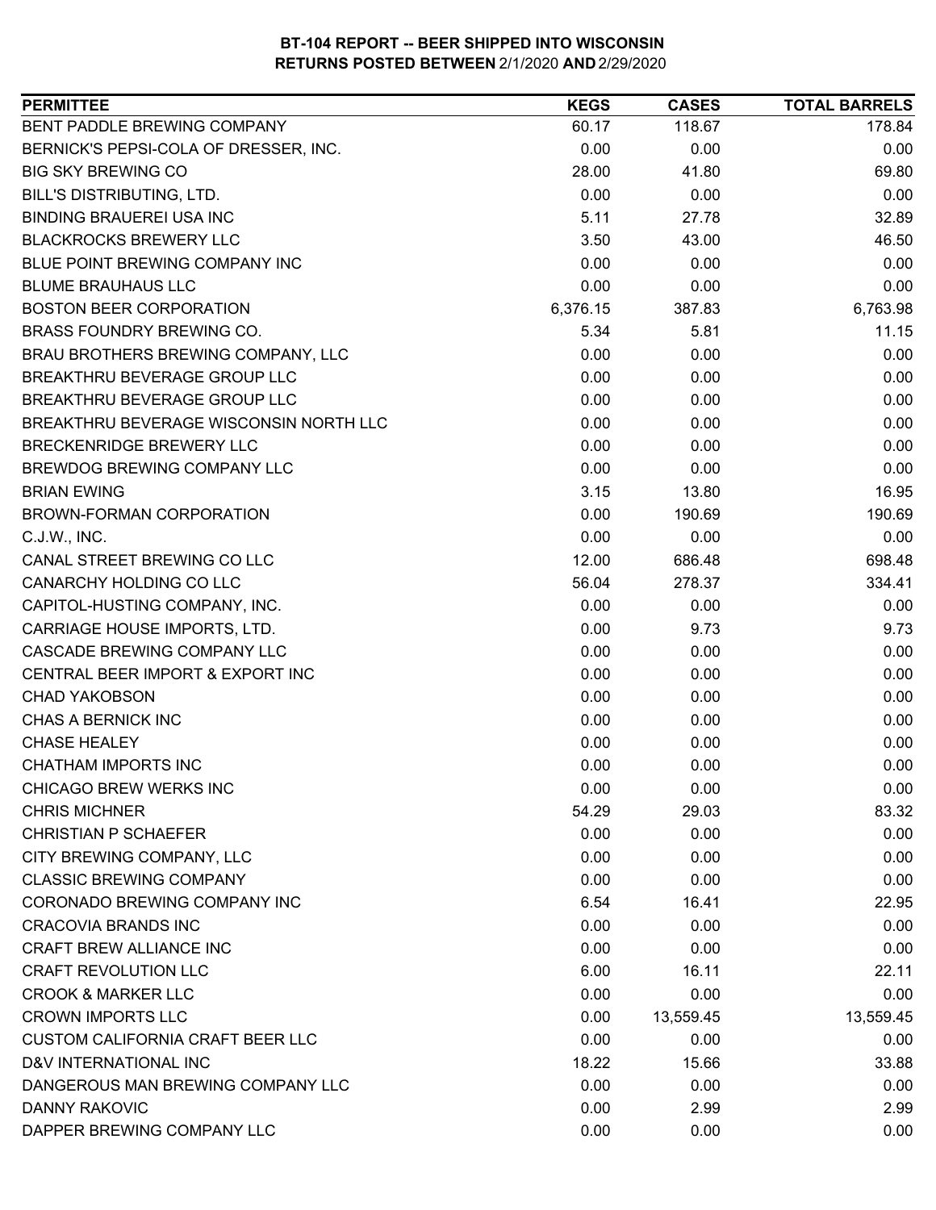# BT-104 REPORT -- BEER SHIPPED INTO WISCONSIN
## RETURNS POSTED BETWEEN 2/1/2020 AND 2/29/2020

| PERMITTEE | KEGS | CASES | TOTAL BARRELS |
|---|---|---|---|
| BENT PADDLE BREWING COMPANY | 60.17 | 118.67 | 178.84 |
| BERNICK'S PEPSI-COLA OF DRESSER, INC. | 0.00 | 0.00 | 0.00 |
| BIG SKY BREWING CO | 28.00 | 41.80 | 69.80 |
| BILL'S DISTRIBUTING, LTD. | 0.00 | 0.00 | 0.00 |
| BINDING BRAUEREI USA INC | 5.11 | 27.78 | 32.89 |
| BLACKROCKS BREWERY LLC | 3.50 | 43.00 | 46.50 |
| BLUE POINT BREWING COMPANY INC | 0.00 | 0.00 | 0.00 |
| BLUME BRAUHAUS LLC | 0.00 | 0.00 | 0.00 |
| BOSTON BEER CORPORATION | 6,376.15 | 387.83 | 6,763.98 |
| BRASS FOUNDRY BREWING CO. | 5.34 | 5.81 | 11.15 |
| BRAU BROTHERS BREWING COMPANY, LLC | 0.00 | 0.00 | 0.00 |
| BREAKTHRU BEVERAGE GROUP LLC | 0.00 | 0.00 | 0.00 |
| BREAKTHRU BEVERAGE GROUP LLC | 0.00 | 0.00 | 0.00 |
| BREAKTHRU BEVERAGE WISCONSIN NORTH LLC | 0.00 | 0.00 | 0.00 |
| BRECKENRIDGE BREWERY LLC | 0.00 | 0.00 | 0.00 |
| BREWDOG BREWING COMPANY LLC | 0.00 | 0.00 | 0.00 |
| BRIAN EWING | 3.15 | 13.80 | 16.95 |
| BROWN-FORMAN CORPORATION | 0.00 | 190.69 | 190.69 |
| C.J.W., INC. | 0.00 | 0.00 | 0.00 |
| CANAL STREET BREWING CO LLC | 12.00 | 686.48 | 698.48 |
| CANARCHY HOLDING CO LLC | 56.04 | 278.37 | 334.41 |
| CAPITOL-HUSTING COMPANY, INC. | 0.00 | 0.00 | 0.00 |
| CARRIAGE HOUSE IMPORTS, LTD. | 0.00 | 9.73 | 9.73 |
| CASCADE BREWING COMPANY LLC | 0.00 | 0.00 | 0.00 |
| CENTRAL BEER IMPORT & EXPORT INC | 0.00 | 0.00 | 0.00 |
| CHAD YAKOBSON | 0.00 | 0.00 | 0.00 |
| CHAS A BERNICK INC | 0.00 | 0.00 | 0.00 |
| CHASE HEALEY | 0.00 | 0.00 | 0.00 |
| CHATHAM IMPORTS INC | 0.00 | 0.00 | 0.00 |
| CHICAGO BREW WERKS INC | 0.00 | 0.00 | 0.00 |
| CHRIS MICHNER | 54.29 | 29.03 | 83.32 |
| CHRISTIAN P SCHAEFER | 0.00 | 0.00 | 0.00 |
| CITY BREWING COMPANY, LLC | 0.00 | 0.00 | 0.00 |
| CLASSIC BREWING COMPANY | 0.00 | 0.00 | 0.00 |
| CORONADO BREWING COMPANY INC | 6.54 | 16.41 | 22.95 |
| CRACOVIA BRANDS INC | 0.00 | 0.00 | 0.00 |
| CRAFT BREW ALLIANCE INC | 0.00 | 0.00 | 0.00 |
| CRAFT REVOLUTION LLC | 6.00 | 16.11 | 22.11 |
| CROOK & MARKER LLC | 0.00 | 0.00 | 0.00 |
| CROWN IMPORTS LLC | 0.00 | 13,559.45 | 13,559.45 |
| CUSTOM CALIFORNIA CRAFT BEER LLC | 0.00 | 0.00 | 0.00 |
| D&V INTERNATIONAL INC | 18.22 | 15.66 | 33.88 |
| DANGEROUS MAN BREWING COMPANY LLC | 0.00 | 0.00 | 0.00 |
| DANNY RAKOVIC | 0.00 | 2.99 | 2.99 |
| DAPPER BREWING COMPANY LLC | 0.00 | 0.00 | 0.00 |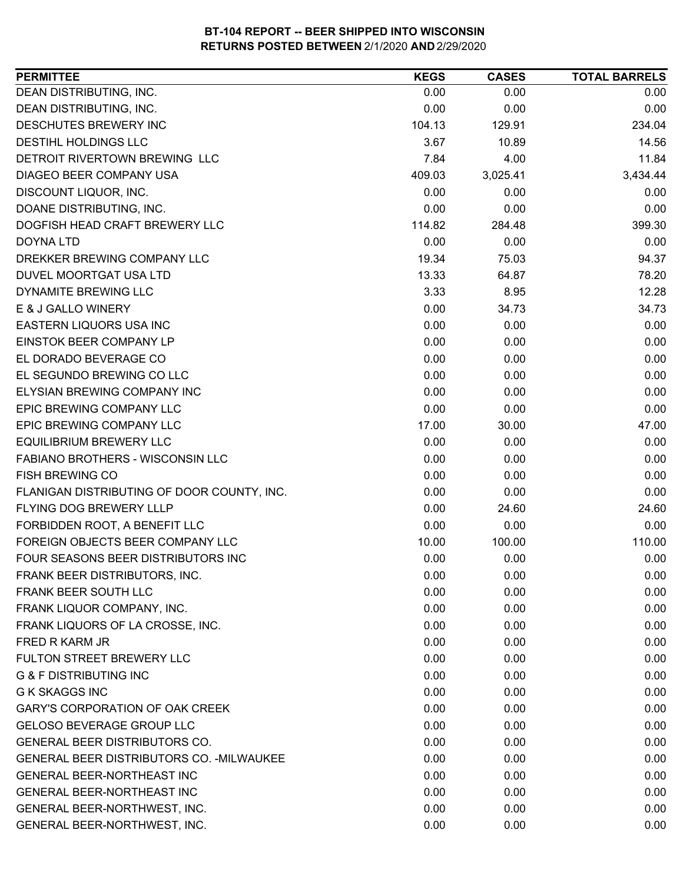**BT-104 REPORT -- BEER SHIPPED INTO WISCONSIN**
**RETURNS POSTED BETWEEN 2/1/2020 AND 2/29/2020**

| PERMITTEE | KEGS | CASES | TOTAL BARRELS |
|---|---|---|---|
| DEAN DISTRIBUTING, INC. | 0.00 | 0.00 | 0.00 |
| DEAN DISTRIBUTING, INC. | 0.00 | 0.00 | 0.00 |
| DESCHUTES BREWERY INC | 104.13 | 129.91 | 234.04 |
| DESTIHL HOLDINGS LLC | 3.67 | 10.89 | 14.56 |
| DETROIT RIVERTOWN BREWING LLC | 7.84 | 4.00 | 11.84 |
| DIAGEO BEER COMPANY USA | 409.03 | 3,025.41 | 3,434.44 |
| DISCOUNT LIQUOR, INC. | 0.00 | 0.00 | 0.00 |
| DOANE DISTRIBUTING, INC. | 0.00 | 0.00 | 0.00 |
| DOGFISH HEAD CRAFT BREWERY LLC | 114.82 | 284.48 | 399.30 |
| DOYNA LTD | 0.00 | 0.00 | 0.00 |
| DREKKER BREWING COMPANY LLC | 19.34 | 75.03 | 94.37 |
| DUVEL MOORTGAT USA LTD | 13.33 | 64.87 | 78.20 |
| DYNAMITE BREWING LLC | 3.33 | 8.95 | 12.28 |
| E & J GALLO WINERY | 0.00 | 34.73 | 34.73 |
| EASTERN LIQUORS USA INC | 0.00 | 0.00 | 0.00 |
| EINSTOK BEER COMPANY LP | 0.00 | 0.00 | 0.00 |
| EL DORADO BEVERAGE CO | 0.00 | 0.00 | 0.00 |
| EL SEGUNDO BREWING CO LLC | 0.00 | 0.00 | 0.00 |
| ELYSIAN BREWING COMPANY INC | 0.00 | 0.00 | 0.00 |
| EPIC BREWING COMPANY LLC | 0.00 | 0.00 | 0.00 |
| EPIC BREWING COMPANY LLC | 17.00 | 30.00 | 47.00 |
| EQUILIBRIUM BREWERY LLC | 0.00 | 0.00 | 0.00 |
| FABIANO BROTHERS - WISCONSIN LLC | 0.00 | 0.00 | 0.00 |
| FISH BREWING CO | 0.00 | 0.00 | 0.00 |
| FLANIGAN DISTRIBUTING OF DOOR COUNTY, INC. | 0.00 | 0.00 | 0.00 |
| FLYING DOG BREWERY LLLP | 0.00 | 24.60 | 24.60 |
| FORBIDDEN ROOT, A BENEFIT LLC | 0.00 | 0.00 | 0.00 |
| FOREIGN OBJECTS BEER COMPANY LLC | 10.00 | 100.00 | 110.00 |
| FOUR SEASONS BEER DISTRIBUTORS INC | 0.00 | 0.00 | 0.00 |
| FRANK BEER DISTRIBUTORS, INC. | 0.00 | 0.00 | 0.00 |
| FRANK BEER SOUTH LLC | 0.00 | 0.00 | 0.00 |
| FRANK LIQUOR COMPANY, INC. | 0.00 | 0.00 | 0.00 |
| FRANK LIQUORS OF LA CROSSE, INC. | 0.00 | 0.00 | 0.00 |
| FRED R KARM JR | 0.00 | 0.00 | 0.00 |
| FULTON STREET BREWERY LLC | 0.00 | 0.00 | 0.00 |
| G & F DISTRIBUTING INC | 0.00 | 0.00 | 0.00 |
| G K SKAGGS INC | 0.00 | 0.00 | 0.00 |
| GARY'S CORPORATION OF OAK CREEK | 0.00 | 0.00 | 0.00 |
| GELOSO BEVERAGE GROUP LLC | 0.00 | 0.00 | 0.00 |
| GENERAL BEER DISTRIBUTORS CO. | 0.00 | 0.00 | 0.00 |
| GENERAL BEER DISTRIBUTORS CO. -MILWAUKEE | 0.00 | 0.00 | 0.00 |
| GENERAL BEER-NORTHEAST INC | 0.00 | 0.00 | 0.00 |
| GENERAL BEER-NORTHEAST INC | 0.00 | 0.00 | 0.00 |
| GENERAL BEER-NORTHWEST, INC. | 0.00 | 0.00 | 0.00 |
| GENERAL BEER-NORTHWEST, INC. | 0.00 | 0.00 | 0.00 |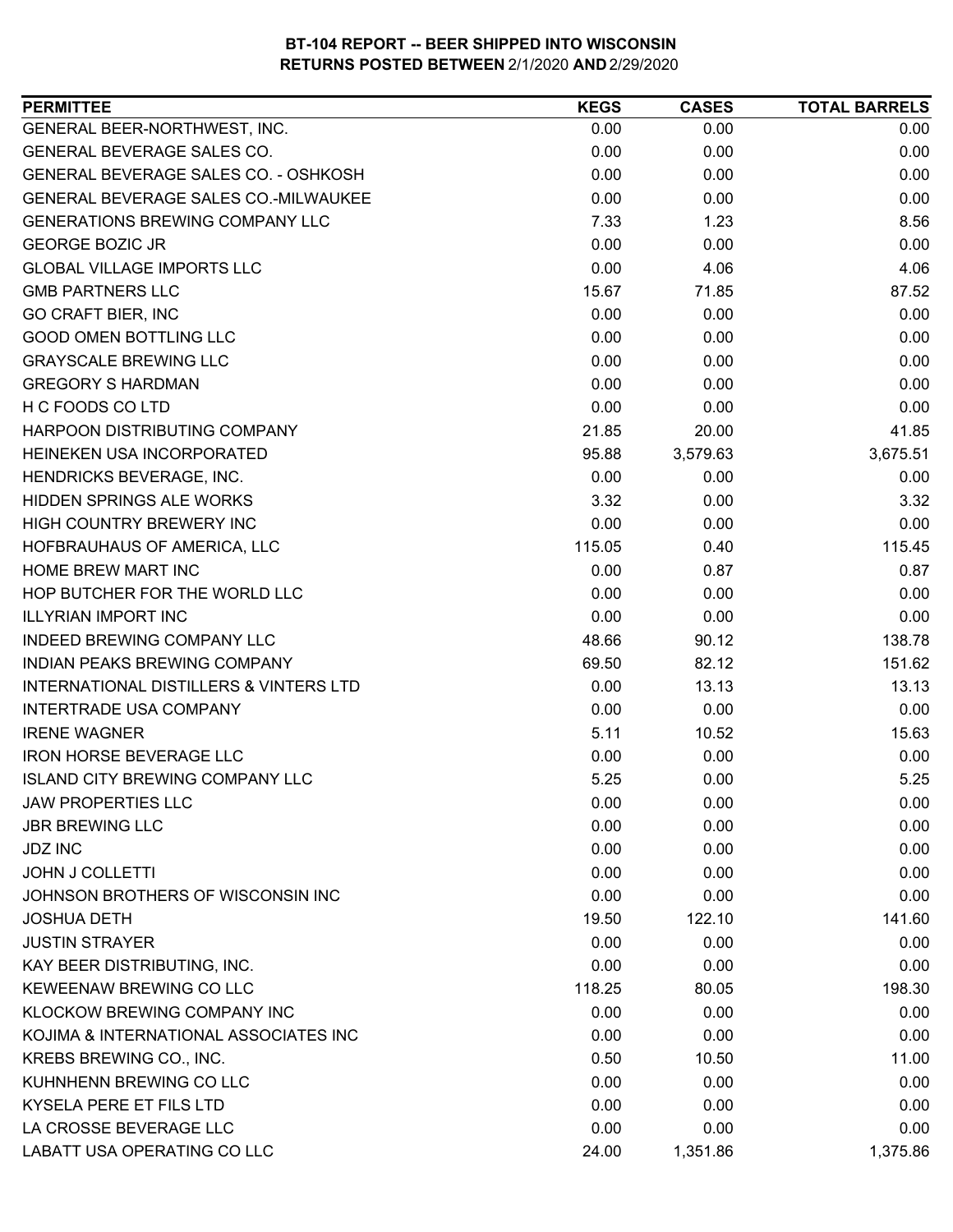**BT-104 REPORT -- BEER SHIPPED INTO WISCONSIN**
**RETURNS POSTED BETWEEN 2/1/2020 AND 2/29/2020**

| PERMITTEE | KEGS | CASES | TOTAL BARRELS |
|---|---|---|---|
| GENERAL BEER-NORTHWEST, INC. | 0.00 | 0.00 | 0.00 |
| GENERAL BEVERAGE SALES CO. | 0.00 | 0.00 | 0.00 |
| GENERAL BEVERAGE SALES CO. - OSHKOSH | 0.00 | 0.00 | 0.00 |
| GENERAL BEVERAGE SALES CO.-MILWAUKEE | 0.00 | 0.00 | 0.00 |
| GENERATIONS BREWING COMPANY LLC | 7.33 | 1.23 | 8.56 |
| GEORGE BOZIC JR | 0.00 | 0.00 | 0.00 |
| GLOBAL VILLAGE IMPORTS LLC | 0.00 | 4.06 | 4.06 |
| GMB PARTNERS LLC | 15.67 | 71.85 | 87.52 |
| GO CRAFT BIER, INC | 0.00 | 0.00 | 0.00 |
| GOOD OMEN BOTTLING LLC | 0.00 | 0.00 | 0.00 |
| GRAYSCALE BREWING LLC | 0.00 | 0.00 | 0.00 |
| GREGORY S HARDMAN | 0.00 | 0.00 | 0.00 |
| H C FOODS CO LTD | 0.00 | 0.00 | 0.00 |
| HARPOON DISTRIBUTING COMPANY | 21.85 | 20.00 | 41.85 |
| HEINEKEN USA INCORPORATED | 95.88 | 3,579.63 | 3,675.51 |
| HENDRICKS BEVERAGE, INC. | 0.00 | 0.00 | 0.00 |
| HIDDEN SPRINGS ALE WORKS | 3.32 | 0.00 | 3.32 |
| HIGH COUNTRY BREWERY INC | 0.00 | 0.00 | 0.00 |
| HOFBRAUHAUS OF AMERICA, LLC | 115.05 | 0.40 | 115.45 |
| HOME BREW MART INC | 0.00 | 0.87 | 0.87 |
| HOP BUTCHER FOR THE WORLD LLC | 0.00 | 0.00 | 0.00 |
| ILLYRIAN IMPORT INC | 0.00 | 0.00 | 0.00 |
| INDEED BREWING COMPANY LLC | 48.66 | 90.12 | 138.78 |
| INDIAN PEAKS BREWING COMPANY | 69.50 | 82.12 | 151.62 |
| INTERNATIONAL DISTILLERS & VINTERS LTD | 0.00 | 13.13 | 13.13 |
| INTERTRADE USA COMPANY | 0.00 | 0.00 | 0.00 |
| IRENE WAGNER | 5.11 | 10.52 | 15.63 |
| IRON HORSE BEVERAGE LLC | 0.00 | 0.00 | 0.00 |
| ISLAND CITY BREWING COMPANY LLC | 5.25 | 0.00 | 5.25 |
| JAW PROPERTIES LLC | 0.00 | 0.00 | 0.00 |
| JBR BREWING LLC | 0.00 | 0.00 | 0.00 |
| JDZ INC | 0.00 | 0.00 | 0.00 |
| JOHN J COLLETTI | 0.00 | 0.00 | 0.00 |
| JOHNSON BROTHERS OF WISCONSIN INC | 0.00 | 0.00 | 0.00 |
| JOSHUA DETH | 19.50 | 122.10 | 141.60 |
| JUSTIN STRAYER | 0.00 | 0.00 | 0.00 |
| KAY BEER DISTRIBUTING, INC. | 0.00 | 0.00 | 0.00 |
| KEWEENAW BREWING CO LLC | 118.25 | 80.05 | 198.30 |
| KLOCKOW BREWING COMPANY INC | 0.00 | 0.00 | 0.00 |
| KOJIMA & INTERNATIONAL ASSOCIATES INC | 0.00 | 0.00 | 0.00 |
| KREBS BREWING CO., INC. | 0.50 | 10.50 | 11.00 |
| KUHNHENN BREWING CO LLC | 0.00 | 0.00 | 0.00 |
| KYSELA PERE ET FILS LTD | 0.00 | 0.00 | 0.00 |
| LA CROSSE BEVERAGE LLC | 0.00 | 0.00 | 0.00 |
| LABATT USA OPERATING CO LLC | 24.00 | 1,351.86 | 1,375.86 |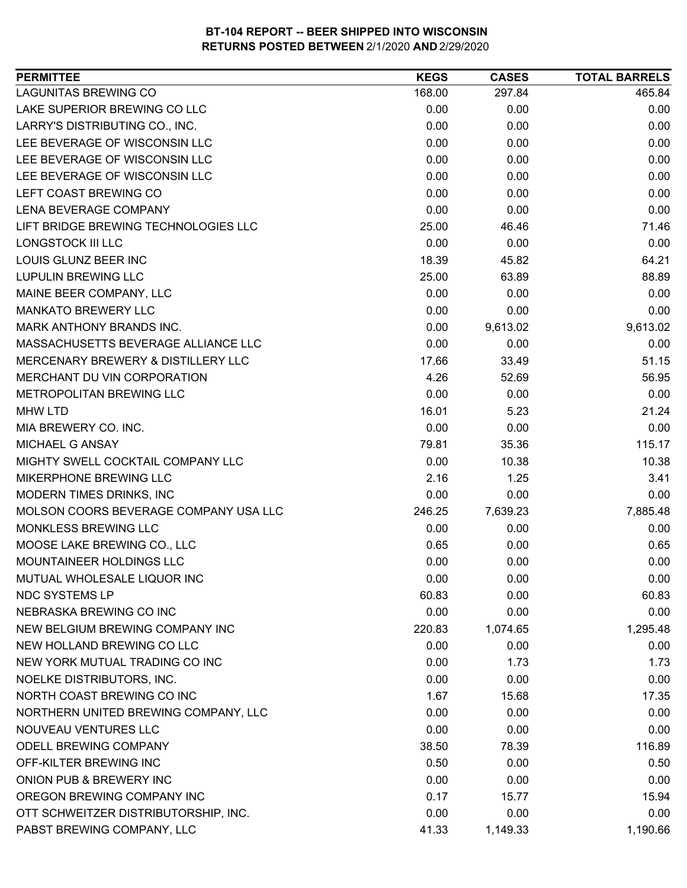**BT-104 REPORT -- BEER SHIPPED INTO WISCONSIN**
**RETURNS POSTED BETWEEN 2/1/2020 AND 2/29/2020**

| PERMITTEE | KEGS | CASES | TOTAL BARRELS |
|---|---|---|---|
| LAGUNITAS BREWING CO | 168.00 | 297.84 | 465.84 |
| LAKE SUPERIOR BREWING CO LLC | 0.00 | 0.00 | 0.00 |
| LARRY'S DISTRIBUTING CO., INC. | 0.00 | 0.00 | 0.00 |
| LEE BEVERAGE OF WISCONSIN LLC | 0.00 | 0.00 | 0.00 |
| LEE BEVERAGE OF WISCONSIN LLC | 0.00 | 0.00 | 0.00 |
| LEE BEVERAGE OF WISCONSIN LLC | 0.00 | 0.00 | 0.00 |
| LEFT COAST BREWING CO | 0.00 | 0.00 | 0.00 |
| LENA BEVERAGE COMPANY | 0.00 | 0.00 | 0.00 |
| LIFT BRIDGE BREWING TECHNOLOGIES LLC | 25.00 | 46.46 | 71.46 |
| LONGSTOCK III LLC | 0.00 | 0.00 | 0.00 |
| LOUIS GLUNZ BEER INC | 18.39 | 45.82 | 64.21 |
| LUPULIN BREWING LLC | 25.00 | 63.89 | 88.89 |
| MAINE BEER COMPANY, LLC | 0.00 | 0.00 | 0.00 |
| MANKATO BREWERY LLC | 0.00 | 0.00 | 0.00 |
| MARK ANTHONY BRANDS INC. | 0.00 | 9,613.02 | 9,613.02 |
| MASSACHUSETTS BEVERAGE ALLIANCE LLC | 0.00 | 0.00 | 0.00 |
| MERCENARY BREWERY & DISTILLERY LLC | 17.66 | 33.49 | 51.15 |
| MERCHANT DU VIN CORPORATION | 4.26 | 52.69 | 56.95 |
| METROPOLITAN BREWING LLC | 0.00 | 0.00 | 0.00 |
| MHW LTD | 16.01 | 5.23 | 21.24 |
| MIA BREWERY CO. INC. | 0.00 | 0.00 | 0.00 |
| MICHAEL G ANSAY | 79.81 | 35.36 | 115.17 |
| MIGHTY SWELL COCKTAIL COMPANY LLC | 0.00 | 10.38 | 10.38 |
| MIKERPHONE BREWING LLC | 2.16 | 1.25 | 3.41 |
| MODERN TIMES DRINKS, INC | 0.00 | 0.00 | 0.00 |
| MOLSON COORS BEVERAGE COMPANY USA LLC | 246.25 | 7,639.23 | 7,885.48 |
| MONKLESS BREWING LLC | 0.00 | 0.00 | 0.00 |
| MOOSE LAKE BREWING CO., LLC | 0.65 | 0.00 | 0.65 |
| MOUNTAINEER HOLDINGS LLC | 0.00 | 0.00 | 0.00 |
| MUTUAL WHOLESALE LIQUOR INC | 0.00 | 0.00 | 0.00 |
| NDC SYSTEMS LP | 60.83 | 0.00 | 60.83 |
| NEBRASKA BREWING CO INC | 0.00 | 0.00 | 0.00 |
| NEW BELGIUM BREWING COMPANY INC | 220.83 | 1,074.65 | 1,295.48 |
| NEW HOLLAND BREWING CO LLC | 0.00 | 0.00 | 0.00 |
| NEW YORK MUTUAL TRADING CO INC | 0.00 | 1.73 | 1.73 |
| NOELKE DISTRIBUTORS, INC. | 0.00 | 0.00 | 0.00 |
| NORTH COAST BREWING CO INC | 1.67 | 15.68 | 17.35 |
| NORTHERN UNITED BREWING COMPANY, LLC | 0.00 | 0.00 | 0.00 |
| NOUVEAU VENTURES LLC | 0.00 | 0.00 | 0.00 |
| ODELL BREWING COMPANY | 38.50 | 78.39 | 116.89 |
| OFF-KILTER BREWING INC | 0.50 | 0.00 | 0.50 |
| ONION PUB & BREWERY INC | 0.00 | 0.00 | 0.00 |
| OREGON BREWING COMPANY INC | 0.17 | 15.77 | 15.94 |
| OTT SCHWEITZER DISTRIBUTORSHIP, INC. | 0.00 | 0.00 | 0.00 |
| PABST BREWING COMPANY, LLC | 41.33 | 1,149.33 | 1,190.66 |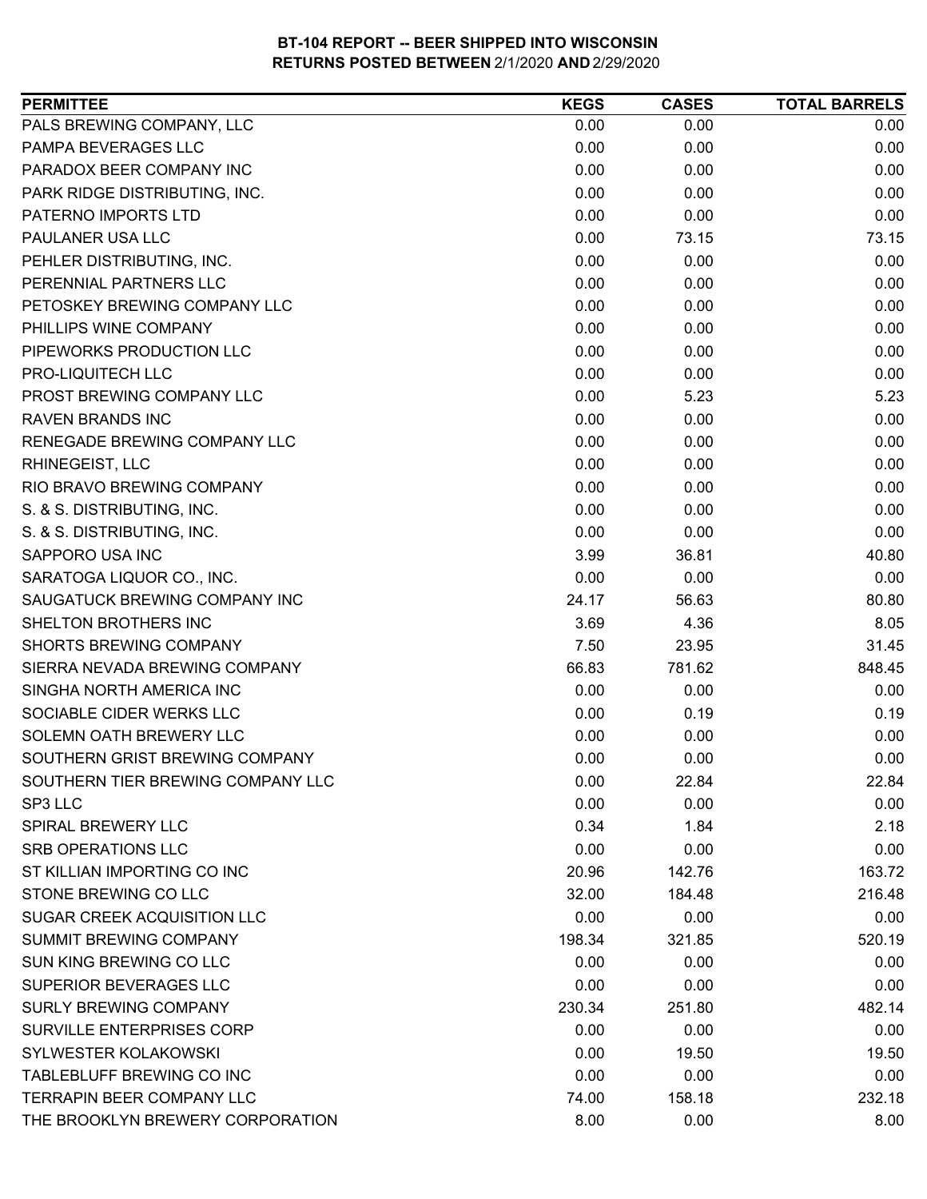**BT-104 REPORT -- BEER SHIPPED INTO WISCONSIN**
**RETURNS POSTED BETWEEN 2/1/2020 AND 2/29/2020**

| PERMITTEE | KEGS | CASES | TOTAL BARRELS |
|---|---|---|---|
| PALS BREWING COMPANY, LLC | 0.00 | 0.00 | 0.00 |
| PAMPA BEVERAGES LLC | 0.00 | 0.00 | 0.00 |
| PARADOX BEER COMPANY INC | 0.00 | 0.00 | 0.00 |
| PARK RIDGE DISTRIBUTING, INC. | 0.00 | 0.00 | 0.00 |
| PATERNO IMPORTS LTD | 0.00 | 0.00 | 0.00 |
| PAULANER USA LLC | 0.00 | 73.15 | 73.15 |
| PEHLER DISTRIBUTING, INC. | 0.00 | 0.00 | 0.00 |
| PERENNIAL PARTNERS LLC | 0.00 | 0.00 | 0.00 |
| PETOSKEY BREWING COMPANY LLC | 0.00 | 0.00 | 0.00 |
| PHILLIPS WINE COMPANY | 0.00 | 0.00 | 0.00 |
| PIPEWORKS PRODUCTION LLC | 0.00 | 0.00 | 0.00 |
| PRO-LIQUITECH LLC | 0.00 | 0.00 | 0.00 |
| PROST BREWING COMPANY LLC | 0.00 | 5.23 | 5.23 |
| RAVEN BRANDS INC | 0.00 | 0.00 | 0.00 |
| RENEGADE BREWING COMPANY LLC | 0.00 | 0.00 | 0.00 |
| RHINEGEIST, LLC | 0.00 | 0.00 | 0.00 |
| RIO BRAVO BREWING COMPANY | 0.00 | 0.00 | 0.00 |
| S. & S. DISTRIBUTING, INC. | 0.00 | 0.00 | 0.00 |
| S. & S. DISTRIBUTING, INC. | 0.00 | 0.00 | 0.00 |
| SAPPORO USA INC | 3.99 | 36.81 | 40.80 |
| SARATOGA LIQUOR CO., INC. | 0.00 | 0.00 | 0.00 |
| SAUGATUCK BREWING COMPANY INC | 24.17 | 56.63 | 80.80 |
| SHELTON BROTHERS INC | 3.69 | 4.36 | 8.05 |
| SHORTS BREWING COMPANY | 7.50 | 23.95 | 31.45 |
| SIERRA NEVADA BREWING COMPANY | 66.83 | 781.62 | 848.45 |
| SINGHA NORTH AMERICA INC | 0.00 | 0.00 | 0.00 |
| SOCIABLE CIDER WERKS LLC | 0.00 | 0.19 | 0.19 |
| SOLEMN OATH BREWERY LLC | 0.00 | 0.00 | 0.00 |
| SOUTHERN GRIST BREWING COMPANY | 0.00 | 0.00 | 0.00 |
| SOUTHERN TIER BREWING COMPANY LLC | 0.00 | 22.84 | 22.84 |
| SP3 LLC | 0.00 | 0.00 | 0.00 |
| SPIRAL BREWERY LLC | 0.34 | 1.84 | 2.18 |
| SRB OPERATIONS LLC | 0.00 | 0.00 | 0.00 |
| ST KILLIAN IMPORTING CO INC | 20.96 | 142.76 | 163.72 |
| STONE BREWING CO LLC | 32.00 | 184.48 | 216.48 |
| SUGAR CREEK ACQUISITION LLC | 0.00 | 0.00 | 0.00 |
| SUMMIT BREWING COMPANY | 198.34 | 321.85 | 520.19 |
| SUN KING BREWING CO LLC | 0.00 | 0.00 | 0.00 |
| SUPERIOR BEVERAGES LLC | 0.00 | 0.00 | 0.00 |
| SURLY BREWING COMPANY | 230.34 | 251.80 | 482.14 |
| SURVILLE ENTERPRISES CORP | 0.00 | 0.00 | 0.00 |
| SYLWESTER KOLAKOWSKI | 0.00 | 19.50 | 19.50 |
| TABLEBLUFF BREWING CO INC | 0.00 | 0.00 | 0.00 |
| TERRAPIN BEER COMPANY LLC | 74.00 | 158.18 | 232.18 |
| THE BROOKLYN BREWERY CORPORATION | 8.00 | 0.00 | 8.00 |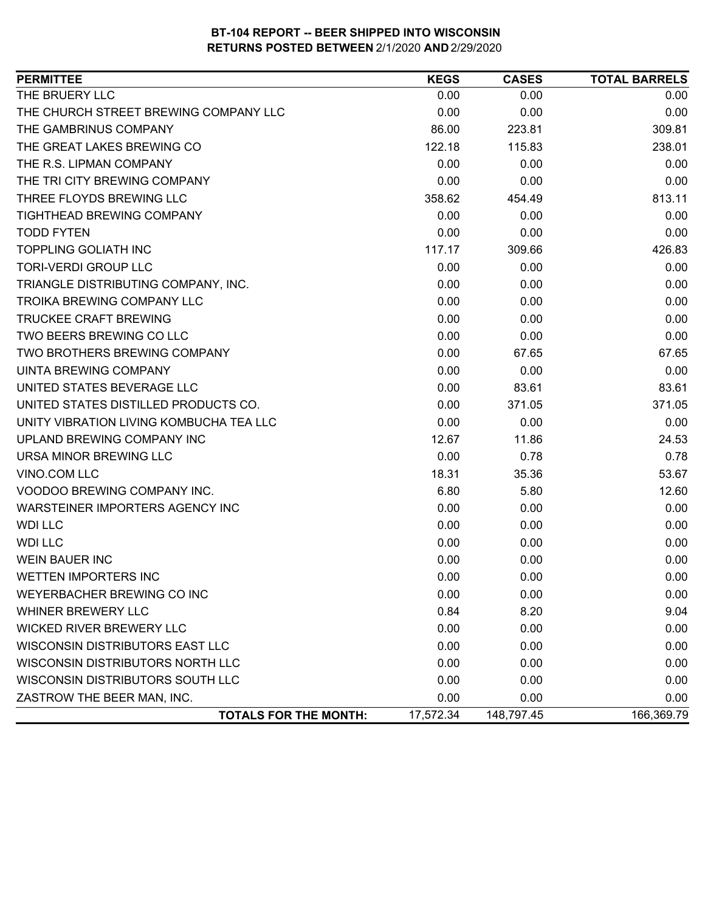**BT-104 REPORT -- BEER SHIPPED INTO WISCONSIN**
**RETURNS POSTED BETWEEN 2/1/2020 AND 2/29/2020**

| PERMITTEE | KEGS | CASES | TOTAL BARRELS |
|---|---|---|---|
| THE BRUERY LLC | 0.00 | 0.00 | 0.00 |
| THE CHURCH STREET BREWING COMPANY LLC | 0.00 | 0.00 | 0.00 |
| THE GAMBRINUS COMPANY | 86.00 | 223.81 | 309.81 |
| THE GREAT LAKES BREWING CO | 122.18 | 115.83 | 238.01 |
| THE R.S. LIPMAN COMPANY | 0.00 | 0.00 | 0.00 |
| THE TRI CITY BREWING COMPANY | 0.00 | 0.00 | 0.00 |
| THREE FLOYDS BREWING LLC | 358.62 | 454.49 | 813.11 |
| TIGHTHEAD BREWING COMPANY | 0.00 | 0.00 | 0.00 |
| TODD FYTEN | 0.00 | 0.00 | 0.00 |
| TOPPLING GOLIATH INC | 117.17 | 309.66 | 426.83 |
| TORI-VERDI GROUP LLC | 0.00 | 0.00 | 0.00 |
| TRIANGLE DISTRIBUTING COMPANY, INC. | 0.00 | 0.00 | 0.00 |
| TROIKA BREWING COMPANY LLC | 0.00 | 0.00 | 0.00 |
| TRUCKEE CRAFT BREWING | 0.00 | 0.00 | 0.00 |
| TWO BEERS BREWING CO LLC | 0.00 | 0.00 | 0.00 |
| TWO BROTHERS BREWING COMPANY | 0.00 | 67.65 | 67.65 |
| UINTA BREWING COMPANY | 0.00 | 0.00 | 0.00 |
| UNITED STATES BEVERAGE LLC | 0.00 | 83.61 | 83.61 |
| UNITED STATES DISTILLED PRODUCTS CO. | 0.00 | 371.05 | 371.05 |
| UNITY VIBRATION LIVING KOMBUCHA TEA LLC | 0.00 | 0.00 | 0.00 |
| UPLAND BREWING COMPANY INC | 12.67 | 11.86 | 24.53 |
| URSA MINOR BREWING LLC | 0.00 | 0.78 | 0.78 |
| VINO.COM LLC | 18.31 | 35.36 | 53.67 |
| VOODOO BREWING COMPANY INC. | 6.80 | 5.80 | 12.60 |
| WARSTEINER IMPORTERS AGENCY INC | 0.00 | 0.00 | 0.00 |
| WDI LLC | 0.00 | 0.00 | 0.00 |
| WDI LLC | 0.00 | 0.00 | 0.00 |
| WEIN BAUER INC | 0.00 | 0.00 | 0.00 |
| WETTEN IMPORTERS INC | 0.00 | 0.00 | 0.00 |
| WEYERBACHER BREWING CO INC | 0.00 | 0.00 | 0.00 |
| WHINER BREWERY LLC | 0.84 | 8.20 | 9.04 |
| WICKED RIVER BREWERY LLC | 0.00 | 0.00 | 0.00 |
| WISCONSIN DISTRIBUTORS EAST LLC | 0.00 | 0.00 | 0.00 |
| WISCONSIN DISTRIBUTORS NORTH LLC | 0.00 | 0.00 | 0.00 |
| WISCONSIN DISTRIBUTORS SOUTH LLC | 0.00 | 0.00 | 0.00 |
| ZASTROW THE BEER MAN, INC. | 0.00 | 0.00 | 0.00 |
| **TOTALS FOR THE MONTH:** | 17,572.34 | 148,797.45 | 166,369.79 |